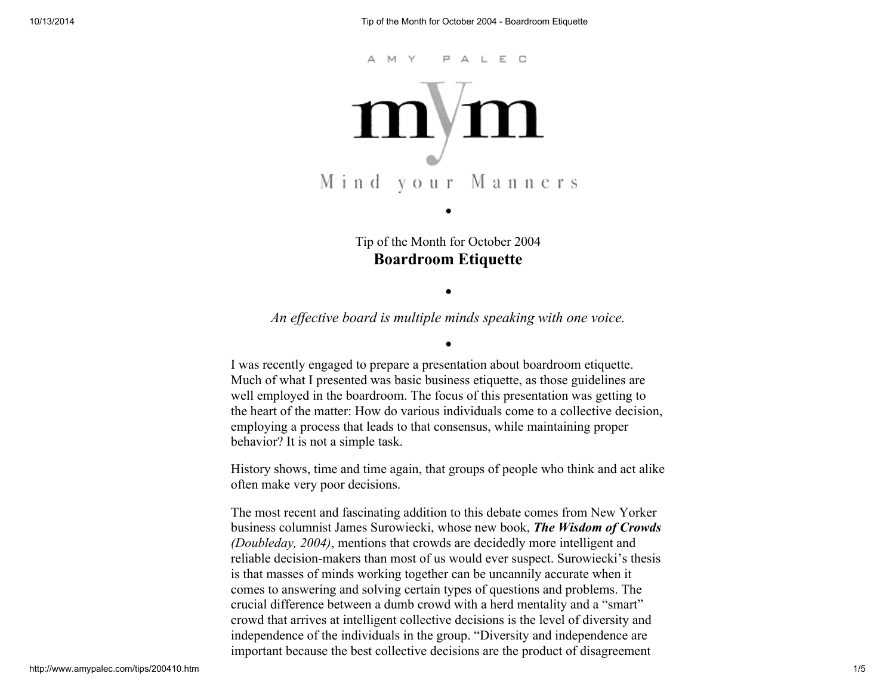A M Y   P A L E C

# mym

Mind your Manners

•

Tip of the Month for October 2004

## Boardroom Etiquette

•

*An effective board is multiple minds speaking with one voice.*

•

I was recently engaged to prepare a presentation about boardroom etiquette. Much of what I presented was basic business etiquette, as those guidelines are well employed in the boardroom. The focus of this presentation was getting to the heart of the matter: How do various individuals come to a collective decision, employing a process that leads to that consensus, while maintaining proper behavior? It is not a simple task.

History shows, time and time again, that groups of people who think and act alike often make very poor decisions.

The most recent and fascinating addition to this debate comes from New Yorker business columnist James Surowiecki, whose new book, ***The Wisdom of Crowds*** *(Doubleday, 2004)*, mentions that crowds are decidedly more intelligent and reliable decision-makers than most of us would ever suspect. Surowiecki's thesis is that masses of minds working together can be uncannily accurate when it comes to answering and solving certain types of questions and problems. The crucial difference between a dumb crowd with a herd mentality and a "smart" crowd that arrives at intelligent collective decisions is the level of diversity and independence of the individuals in the group. "Diversity and independence are important because the best collective decisions are the product of disagreement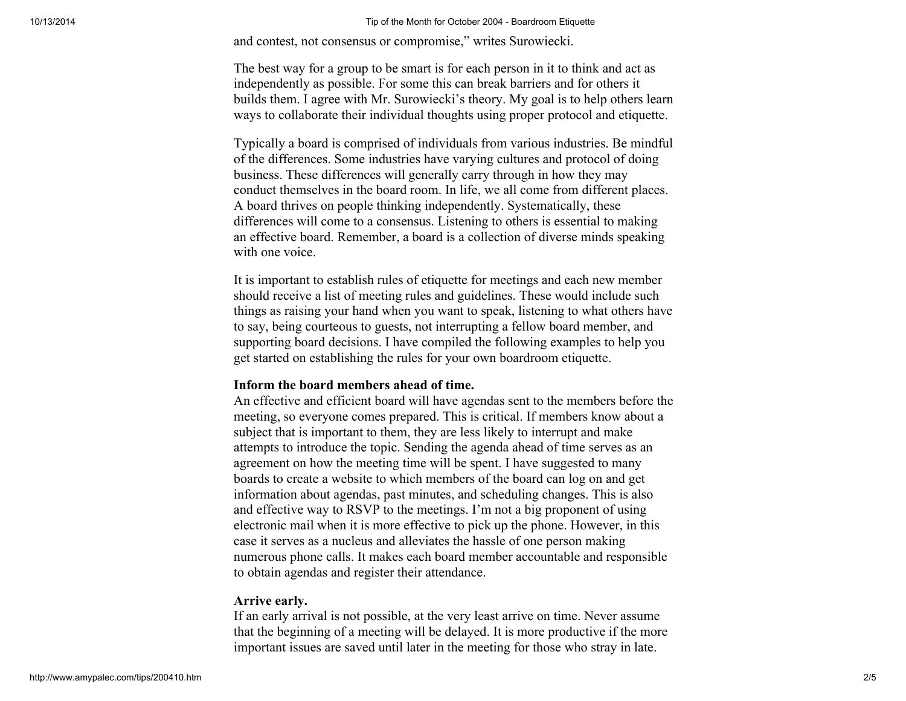and contest, not consensus or compromise," writes Surowiecki.

The best way for a group to be smart is for each person in it to think and act as independently as possible. For some this can break barriers and for others it builds them. I agree with Mr. Surowiecki's theory. My goal is to help others learn ways to collaborate their individual thoughts using proper protocol and etiquette.

Typically a board is comprised of individuals from various industries. Be mindful of the differences. Some industries have varying cultures and protocol of doing business. These differences will generally carry through in how they may conduct themselves in the board room. In life, we all come from different places. A board thrives on people thinking independently. Systematically, these differences will come to a consensus. Listening to others is essential to making an effective board. Remember, a board is a collection of diverse minds speaking with one voice.

It is important to establish rules of etiquette for meetings and each new member should receive a list of meeting rules and guidelines. These would include such things as raising your hand when you want to speak, listening to what others have to say, being courteous to guests, not interrupting a fellow board member, and supporting board decisions. I have compiled the following examples to help you get started on establishing the rules for your own boardroom etiquette.

**Inform the board members ahead of time.**
An effective and efficient board will have agendas sent to the members before the meeting, so everyone comes prepared. This is critical. If members know about a subject that is important to them, they are less likely to interrupt and make attempts to introduce the topic. Sending the agenda ahead of time serves as an agreement on how the meeting time will be spent. I have suggested to many boards to create a website to which members of the board can log on and get information about agendas, past minutes, and scheduling changes. This is also and effective way to RSVP to the meetings. I'm not a big proponent of using electronic mail when it is more effective to pick up the phone. However, in this case it serves as a nucleus and alleviates the hassle of one person making numerous phone calls. It makes each board member accountable and responsible to obtain agendas and register their attendance.

**Arrive early.**
If an early arrival is not possible, at the very least arrive on time. Never assume that the beginning of a meeting will be delayed. It is more productive if the more important issues are saved until later in the meeting for those who stray in late.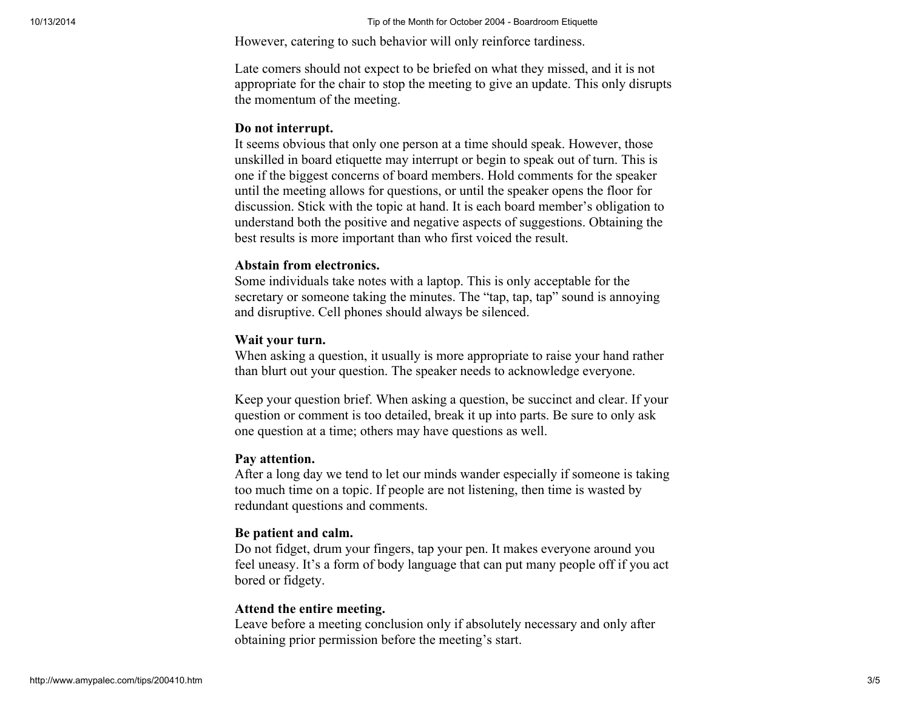However, catering to such behavior will only reinforce tardiness.

Late comers should not expect to be briefed on what they missed, and it is not appropriate for the chair to stop the meeting to give an update. This only disrupts the momentum of the meeting.

**Do not interrupt.**
It seems obvious that only one person at a time should speak. However, those unskilled in board etiquette may interrupt or begin to speak out of turn. This is one if the biggest concerns of board members. Hold comments for the speaker until the meeting allows for questions, or until the speaker opens the floor for discussion. Stick with the topic at hand. It is each board member's obligation to understand both the positive and negative aspects of suggestions. Obtaining the best results is more important than who first voiced the result.

**Abstain from electronics.**
Some individuals take notes with a laptop. This is only acceptable for the secretary or someone taking the minutes. The "tap, tap, tap" sound is annoying and disruptive. Cell phones should always be silenced.

**Wait your turn.**
When asking a question, it usually is more appropriate to raise your hand rather than blurt out your question. The speaker needs to acknowledge everyone.

Keep your question brief. When asking a question, be succinct and clear. If your question or comment is too detailed, break it up into parts. Be sure to only ask one question at a time; others may have questions as well.

**Pay attention.**
After a long day we tend to let our minds wander especially if someone is taking too much time on a topic. If people are not listening, then time is wasted by redundant questions and comments.

**Be patient and calm.**
Do not fidget, drum your fingers, tap your pen. It makes everyone around you feel uneasy. It's a form of body language that can put many people off if you act bored or fidgety.

**Attend the entire meeting.**
Leave before a meeting conclusion only if absolutely necessary and only after obtaining prior permission before the meeting's start.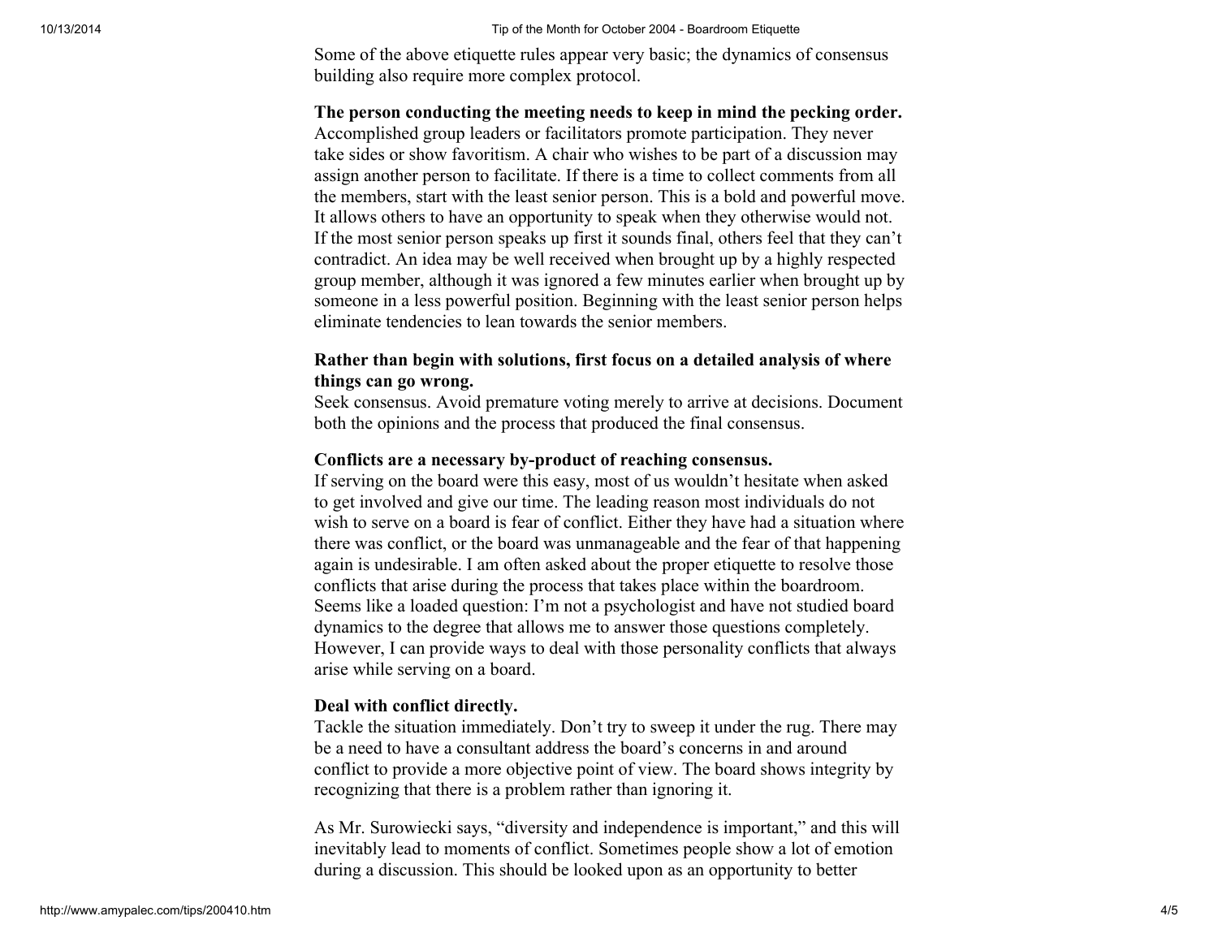Some of the above etiquette rules appear very basic; the dynamics of consensus building also require more complex protocol.

**The person conducting the meeting needs to keep in mind the pecking order.** Accomplished group leaders or facilitators promote participation. They never take sides or show favoritism. A chair who wishes to be part of a discussion may assign another person to facilitate. If there is a time to collect comments from all the members, start with the least senior person. This is a bold and powerful move. It allows others to have an opportunity to speak when they otherwise would not. If the most senior person speaks up first it sounds final, others feel that they can't contradict. An idea may be well received when brought up by a highly respected group member, although it was ignored a few minutes earlier when brought up by someone in a less powerful position. Beginning with the least senior person helps eliminate tendencies to lean towards the senior members.

**Rather than begin with solutions, first focus on a detailed analysis of where things can go wrong.**
Seek consensus. Avoid premature voting merely to arrive at decisions. Document both the opinions and the process that produced the final consensus.

**Conflicts are a necessary by-product of reaching consensus.**
If serving on the board were this easy, most of us wouldn't hesitate when asked to get involved and give our time. The leading reason most individuals do not wish to serve on a board is fear of conflict. Either they have had a situation where there was conflict, or the board was unmanageable and the fear of that happening again is undesirable. I am often asked about the proper etiquette to resolve those conflicts that arise during the process that takes place within the boardroom. Seems like a loaded question: I'm not a psychologist and have not studied board dynamics to the degree that allows me to answer those questions completely. However, I can provide ways to deal with those personality conflicts that always arise while serving on a board.

**Deal with conflict directly.**
Tackle the situation immediately. Don't try to sweep it under the rug. There may be a need to have a consultant address the board's concerns in and around conflict to provide a more objective point of view. The board shows integrity by recognizing that there is a problem rather than ignoring it.

As Mr. Surowiecki says, "diversity and independence is important," and this will inevitably lead to moments of conflict. Sometimes people show a lot of emotion during a discussion. This should be looked upon as an opportunity to better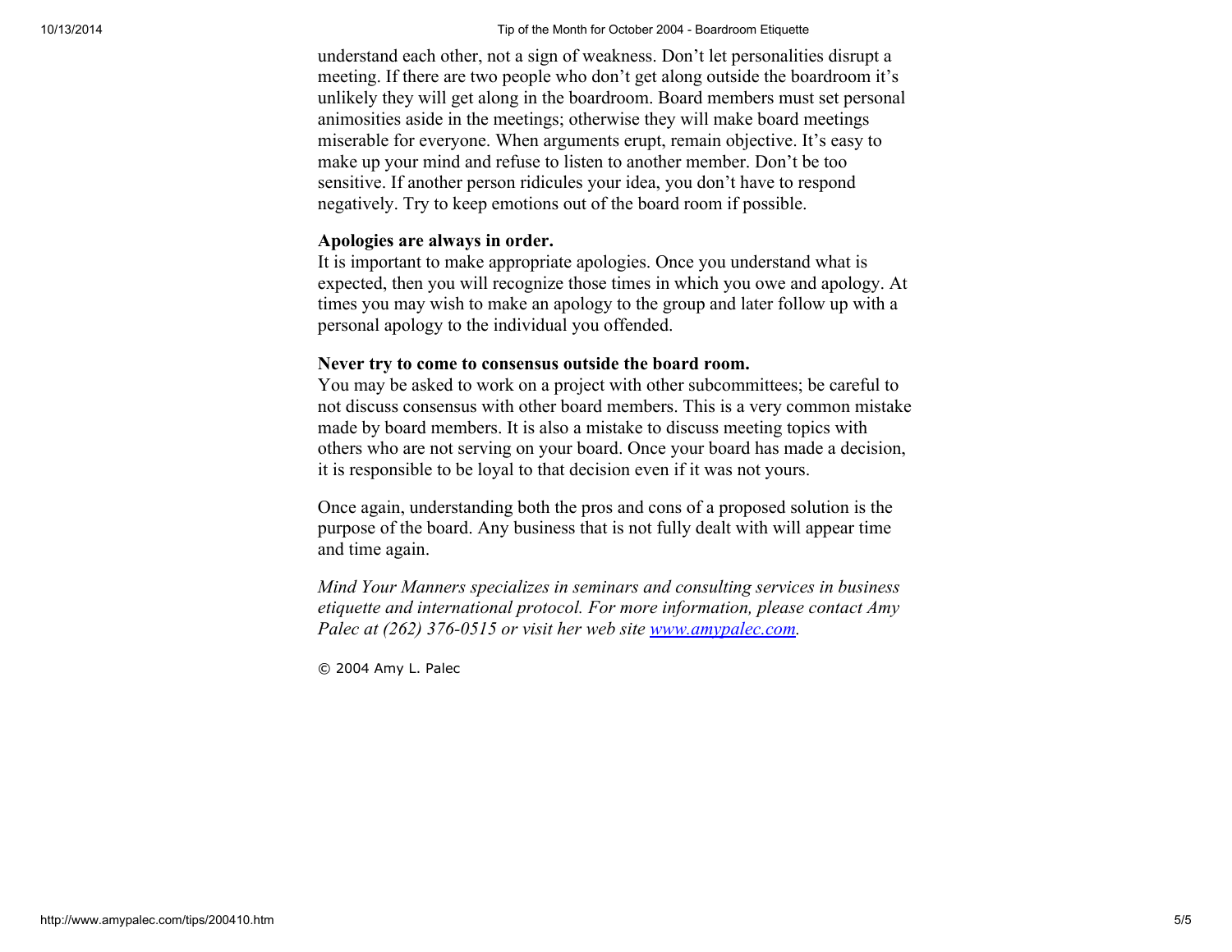understand each other, not a sign of weakness. Don't let personalities disrupt a meeting. If there are two people who don't get along outside the boardroom it's unlikely they will get along in the boardroom. Board members must set personal animosities aside in the meetings; otherwise they will make board meetings miserable for everyone. When arguments erupt, remain objective. It's easy to make up your mind and refuse to listen to another member. Don't be too sensitive. If another person ridicules your idea, you don't have to respond negatively. Try to keep emotions out of the board room if possible.

**Apologies are always in order.**
It is important to make appropriate apologies. Once you understand what is expected, then you will recognize those times in which you owe and apology. At times you may wish to make an apology to the group and later follow up with a personal apology to the individual you offended.

**Never try to come to consensus outside the board room.**
You may be asked to work on a project with other subcommittees; be careful to not discuss consensus with other board members. This is a very common mistake made by board members. It is also a mistake to discuss meeting topics with others who are not serving on your board. Once your board has made a decision, it is responsible to be loyal to that decision even if it was not yours.

Once again, understanding both the pros and cons of a proposed solution is the purpose of the board. Any business that is not fully dealt with will appear time and time again.

*Mind Your Manners specializes in seminars and consulting services in business etiquette and international protocol. For more information, please contact Amy Palec at (262) 376-0515 or visit her web site [www.amypalec.com](http://www.amypalec.com).*

© 2004 Amy L. Palec